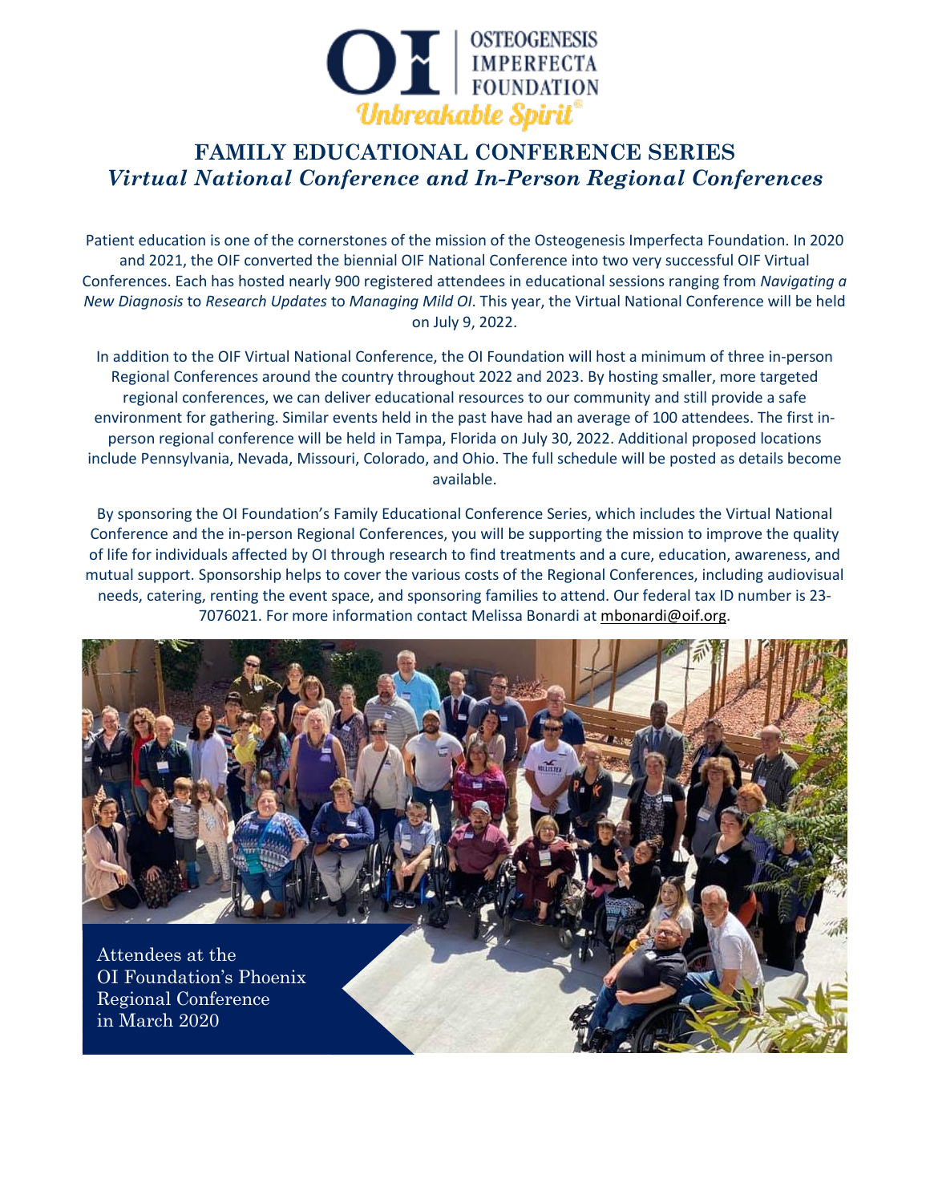OSTEOGENESIS IMPERFECTA FOUNDATION

*Unbreakable Spirit®*

# FAMILY EDUCATIONAL CONFERENCE SERIES

## *Virtual National Conference and In-Person Regional Conferences*

Patient education is one of the cornerstones of the mission of the Osteogenesis Imperfecta Foundation. In 2020 and 2021, the OIF converted the biennial OIF National Conference into two very successful OIF Virtual Conferences. Each has hosted nearly 900 registered attendees in educational sessions ranging from *Navigating a New Diagnosis* to *Research Updates* to *Managing Mild OI*. This year, the Virtual National Conference will be held on July 9, 2022.

In addition to the OIF Virtual National Conference, the OI Foundation will host a minimum of three in-person Regional Conferences around the country throughout 2022 and 2023. By hosting smaller, more targeted regional conferences, we can deliver educational resources to our community and still provide a safe environment for gathering. Similar events held in the past have had an average of 100 attendees. The first in-person regional conference will be held in Tampa, Florida on July 30, 2022. Additional proposed locations include Pennsylvania, Nevada, Missouri, Colorado, and Ohio. The full schedule will be posted as details become available.

By sponsoring the OI Foundation's Family Educational Conference Series, which includes the Virtual National Conference and the in-person Regional Conferences, you will be supporting the mission to improve the quality of life for individuals affected by OI through research to find treatments and a cure, education, awareness, and mutual support. Sponsorship helps to cover the various costs of the Regional Conferences, including audiovisual needs, catering, renting the event space, and sponsoring families to attend. Our federal tax ID number is 23-7076021. For more information contact Melissa Bonardi at mbonardi@oif.org.

Attendees at the OI Foundation's Phoenix Regional Conference in March 2020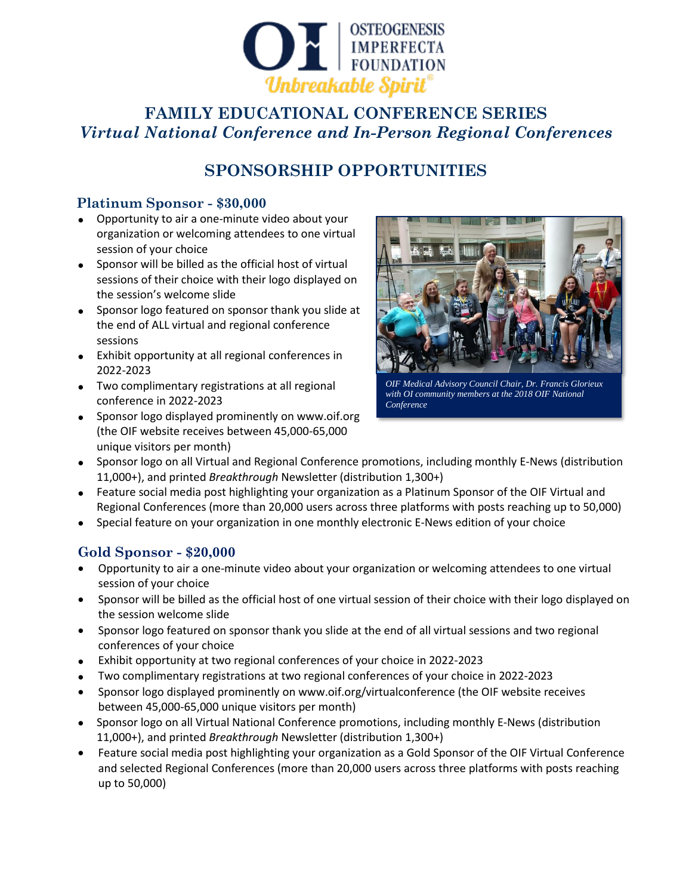OI | OSTEOGENESIS IMPERFECTA FOUNDATION

*Unbreakable Spirit®*

# FAMILY EDUCATIONAL CONFERENCE SERIES

## *Virtual National Conference and In-Person Regional Conferences*

## SPONSORSHIP OPPORTUNITIES

### Platinum Sponsor - $30,000

- Opportunity to air a one-minute video about your organization or welcoming attendees to one virtual session of your choice
- Sponsor will be billed as the official host of virtual sessions of their choice with their logo displayed on the session's welcome slide
- Sponsor logo featured on sponsor thank you slide at the end of ALL virtual and regional conference sessions
- Exhibit opportunity at all regional conferences in 2022-2023
- Two complimentary registrations at all regional conference in 2022-2023
- Sponsor logo displayed prominently on www.oif.org (the OIF website receives between 45,000-65,000 unique visitors per month)
- Sponsor logo on all Virtual and Regional Conference promotions, including monthly E-News (distribution 11,000+), and printed *Breakthrough* Newsletter (distribution 1,300+)
- Feature social media post highlighting your organization as a Platinum Sponsor of the OIF Virtual and Regional Conferences (more than 20,000 users across three platforms with posts reaching up to 50,000)
- Special feature on your organization in one monthly electronic E-News edition of your choice

*OIF Medical Advisory Council Chair, Dr. Francis Glorieux with OI community members at the 2018 OIF National Conference*

### Gold Sponsor - $20,000

- Opportunity to air a one-minute video about your organization or welcoming attendees to one virtual session of your choice
- Sponsor will be billed as the official host of one virtual session of their choice with their logo displayed on the session welcome slide
- Sponsor logo featured on sponsor thank you slide at the end of all virtual sessions and two regional conferences of your choice
- Exhibit opportunity at two regional conferences of your choice in 2022-2023
- Two complimentary registrations at two regional conferences of your choice in 2022-2023
- Sponsor logo displayed prominently on www.oif.org/virtualconference (the OIF website receives between 45,000-65,000 unique visitors per month)
- Sponsor logo on all Virtual National Conference promotions, including monthly E-News (distribution 11,000+), and printed *Breakthrough* Newsletter (distribution 1,300+)
- Feature social media post highlighting your organization as a Gold Sponsor of the OIF Virtual Conference and selected Regional Conferences (more than 20,000 users across three platforms with posts reaching up to 50,000)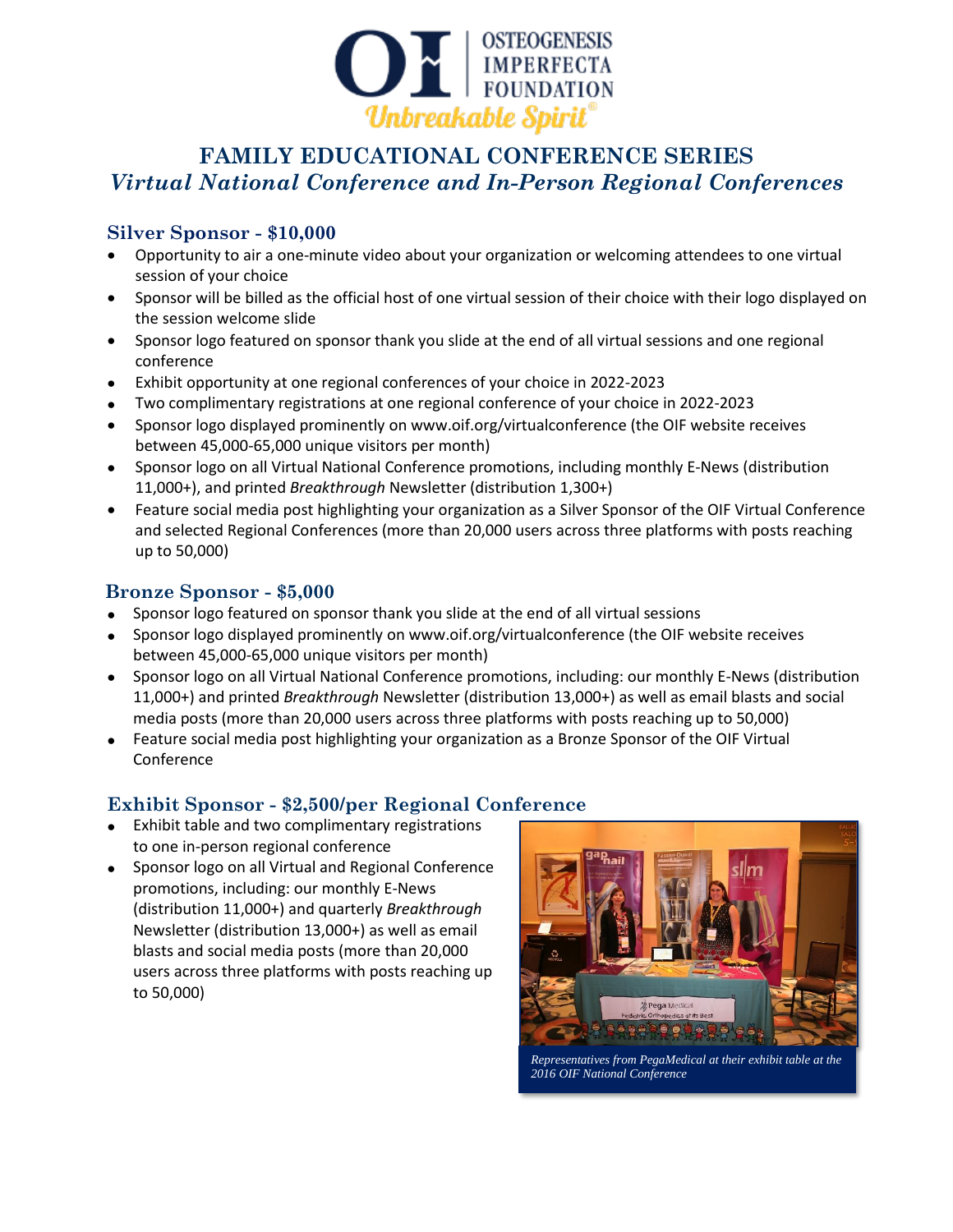# FAMILY EDUCATIONAL CONFERENCE SERIES

## *Virtual National Conference and In-Person Regional Conferences*

### Silver Sponsor - $10,000

- Opportunity to air a one-minute video about your organization or welcoming attendees to one virtual session of your choice
- Sponsor will be billed as the official host of one virtual session of their choice with their logo displayed on the session welcome slide
- Sponsor logo featured on sponsor thank you slide at the end of all virtual sessions and one regional conference
- Exhibit opportunity at one regional conferences of your choice in 2022-2023
- Two complimentary registrations at one regional conference of your choice in 2022-2023
- Sponsor logo displayed prominently on www.oif.org/virtualconference (the OIF website receives between 45,000-65,000 unique visitors per month)
- Sponsor logo on all Virtual National Conference promotions, including monthly E-News (distribution 11,000+), and printed *Breakthrough* Newsletter (distribution 1,300+)
- Feature social media post highlighting your organization as a Silver Sponsor of the OIF Virtual Conference and selected Regional Conferences (more than 20,000 users across three platforms with posts reaching up to 50,000)

### Bronze Sponsor - $5,000

- Sponsor logo featured on sponsor thank you slide at the end of all virtual sessions
- Sponsor logo displayed prominently on www.oif.org/virtualconference (the OIF website receives between 45,000-65,000 unique visitors per month)
- Sponsor logo on all Virtual National Conference promotions, including: our monthly E-News (distribution 11,000+) and printed *Breakthrough* Newsletter (distribution 13,000+) as well as email blasts and social media posts (more than 20,000 users across three platforms with posts reaching up to 50,000)
- Feature social media post highlighting your organization as a Bronze Sponsor of the OIF Virtual Conference

### Exhibit Sponsor - $2,500/per Regional Conference

- Exhibit table and two complimentary registrations to one in-person regional conference
- Sponsor logo on all Virtual and Regional Conference promotions, including: our monthly E-News (distribution 11,000+) and quarterly *Breakthrough* Newsletter (distribution 13,000+) as well as email blasts and social media posts (more than 20,000 users across three platforms with posts reaching up to 50,000)

*Representatives from PegaMedical at their exhibit table at the 2016 OIF National Conference*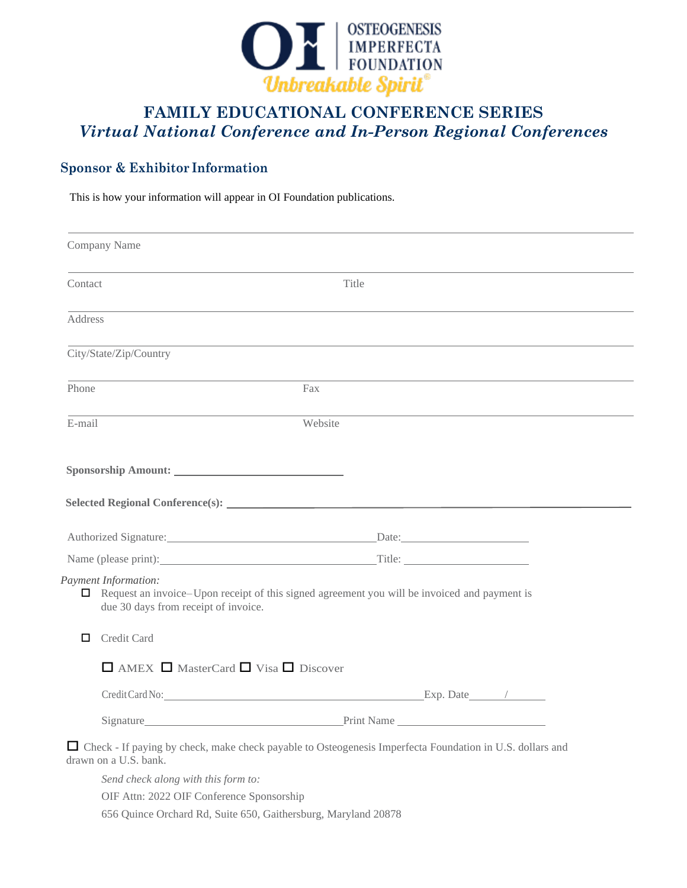OSTEOGENESIS IMPERFECTA FOUNDATION

*Unbreakable Spirit*®

# FAMILY EDUCATIONAL CONFERENCE SERIES

## *Virtual National Conference and In-Person Regional Conferences*

### Sponsor & Exhibitor Information

This is how your information will appear in OI Foundation publications.

Company Name

Contact Title

Address

City/State/Zip/Country

Phone Fax

E-mail Website

**Sponsorship Amount:** ____________________________

**Selected Regional Conference(s):** ____________________________

Authorized Signature:____________________________ Date:____________________

Name (please print):____________________________ Title: ____________________

*Payment Information:*

☐ Request an invoice–Upon receipt of this signed agreement you will be invoiced and payment is due 30 days from receipt of invoice.

☐ Credit Card

☐ AMEX ☐ MasterCard ☐ Visa ☐ Discover

Credit Card No:____________________________ Exp. Date______/______

Signature____________________________ Print Name ____________________

☐ Check - If paying by check, make check payable to Osteogenesis Imperfecta Foundation in U.S. dollars and drawn on a U.S. bank.

*Send check along with this form to:*

OIF Attn: 2022 OIF Conference Sponsorship

656 Quince Orchard Rd, Suite 650, Gaithersburg, Maryland 20878